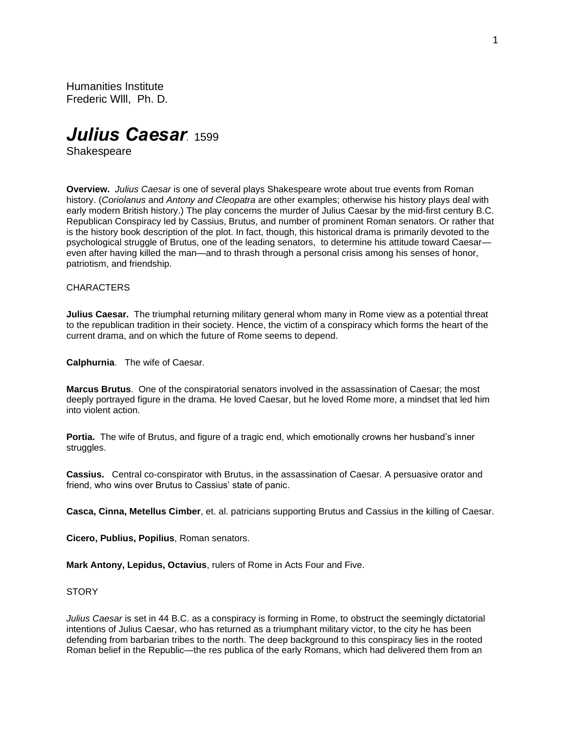Humanities Institute
Frederic Wlll, Ph. D.

# *Julius Caesar*. 1599

Shakespeare

**Overview.** *Julius Caesar* is one of several plays Shakespeare wrote about true events from Roman history. (*Coriolanus* and *Antony and Cleopatra* are other examples; otherwise his history plays deal with early modern British history.) The play concerns the murder of Julius Caesar by the mid-first century B.C. Republican Conspiracy led by Cassius, Brutus, and number of prominent Roman senators. Or rather that is the history book description of the plot. In fact, though, this historical drama is primarily devoted to the psychological struggle of Brutus, one of the leading senators, to determine his attitude toward Caesar—even after having killed the man—and to thrash through a personal crisis among his senses of honor, patriotism, and friendship.

CHARACTERS

**Julius Caesar.** The triumphal returning military general whom many in Rome view as a potential threat to the republican tradition in their society. Hence, the victim of a conspiracy which forms the heart of the current drama, and on which the future of Rome seems to depend.

**Calphurnia**. The wife of Caesar.

**Marcus Brutus**. One of the conspiratorial senators involved in the assassination of Caesar; the most deeply portrayed figure in the drama. He loved Caesar, but he loved Rome more, a mindset that led him into violent action.

**Portia.** The wife of Brutus, and figure of a tragic end, which emotionally crowns her husband's inner struggles.

**Cassius.** Central co-conspirator with Brutus, in the assassination of Caesar. A persuasive orator and friend, who wins over Brutus to Cassius' state of panic.

**Casca, Cinna, Metellus Cimber**, et. al. patricians supporting Brutus and Cassius in the killing of Caesar.

**Cicero, Publius, Popilius**, Roman senators.

**Mark Antony, Lepidus, Octavius**, rulers of Rome in Acts Four and Five.

STORY

*Julius Caesar* is set in 44 B.C. as a conspiracy is forming in Rome, to obstruct the seemingly dictatorial intentions of Julius Caesar, who has returned as a triumphant military victor, to the city he has been defending from barbarian tribes to the north. The deep background to this conspiracy lies in the rooted Roman belief in the Republic—the res publica of the early Romans, which had delivered them from an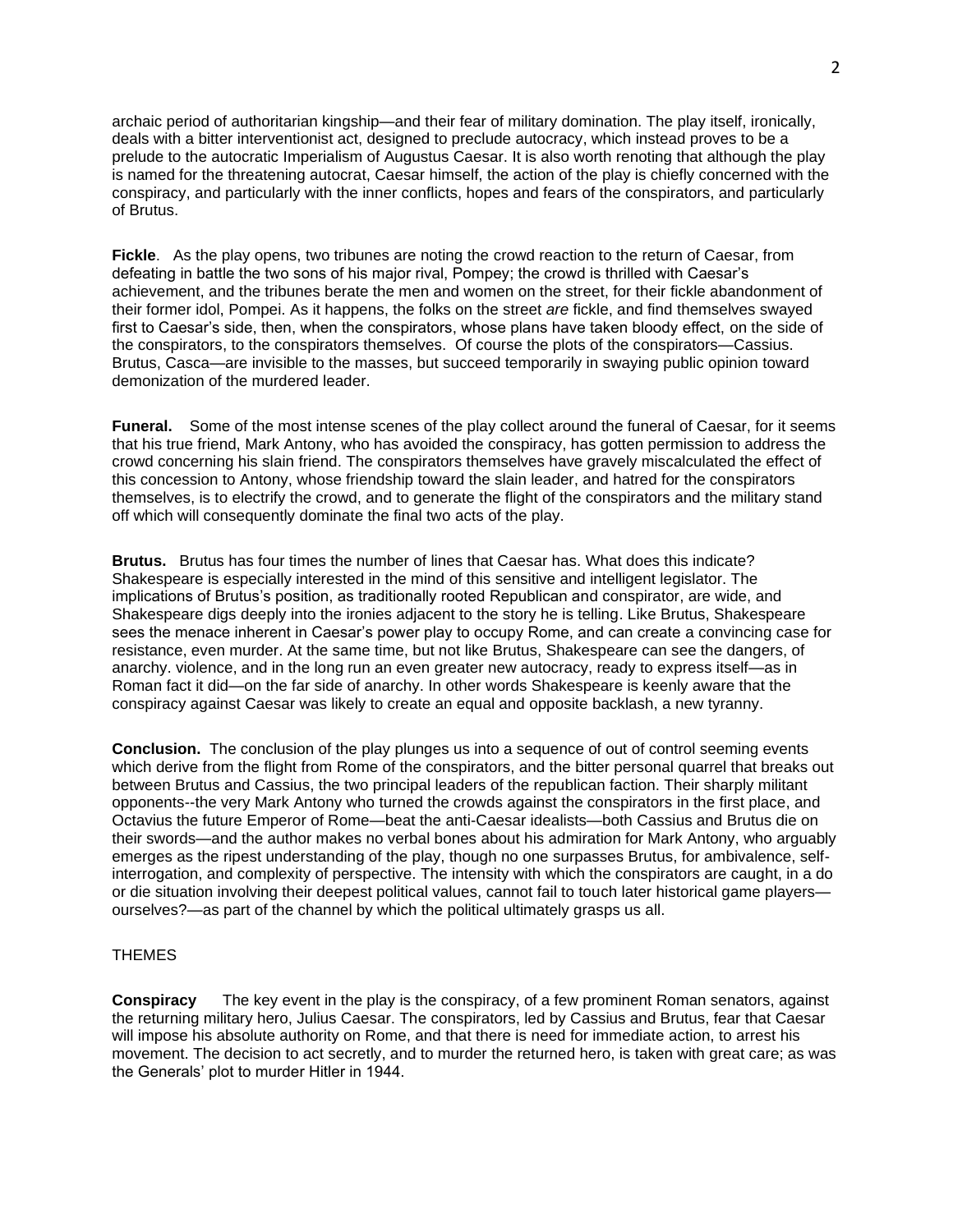archaic period of authoritarian kingship—and their fear of military domination. The play itself, ironically, deals with a bitter interventionist act, designed to preclude autocracy, which instead proves to be a prelude to the autocratic Imperialism of Augustus Caesar. It is also worth renoting that although the play is named for the threatening autocrat, Caesar himself, the action of the play is chiefly concerned with the conspiracy, and particularly with the inner conflicts, hopes and fears of the conspirators, and particularly of Brutus.

**Fickle**. As the play opens, two tribunes are noting the crowd reaction to the return of Caesar, from defeating in battle the two sons of his major rival, Pompey; the crowd is thrilled with Caesar's achievement, and the tribunes berate the men and women on the street, for their fickle abandonment of their former idol, Pompei. As it happens, the folks on the street *are* fickle, and find themselves swayed first to Caesar's side, then, when the conspirators, whose plans have taken bloody effect, on the side of the conspirators, to the conspirators themselves. Of course the plots of the conspirators—Cassius. Brutus, Casca—are invisible to the masses, but succeed temporarily in swaying public opinion toward demonization of the murdered leader.

**Funeral.** Some of the most intense scenes of the play collect around the funeral of Caesar, for it seems that his true friend, Mark Antony, who has avoided the conspiracy, has gotten permission to address the crowd concerning his slain friend. The conspirators themselves have gravely miscalculated the effect of this concession to Antony, whose friendship toward the slain leader, and hatred for the conspirators themselves, is to electrify the crowd, and to generate the flight of the conspirators and the military stand off which will consequently dominate the final two acts of the play.

**Brutus.** Brutus has four times the number of lines that Caesar has. What does this indicate? Shakespeare is especially interested in the mind of this sensitive and intelligent legislator. The implications of Brutus's position, as traditionally rooted Republican and conspirator, are wide, and Shakespeare digs deeply into the ironies adjacent to the story he is telling. Like Brutus, Shakespeare sees the menace inherent in Caesar's power play to occupy Rome, and can create a convincing case for resistance, even murder. At the same time, but not like Brutus, Shakespeare can see the dangers, of anarchy. violence, and in the long run an even greater new autocracy, ready to express itself—as in Roman fact it did—on the far side of anarchy. In other words Shakespeare is keenly aware that the conspiracy against Caesar was likely to create an equal and opposite backlash, a new tyranny.

**Conclusion.** The conclusion of the play plunges us into a sequence of out of control seeming events which derive from the flight from Rome of the conspirators, and the bitter personal quarrel that breaks out between Brutus and Cassius, the two principal leaders of the republican faction. Their sharply militant opponents--the very Mark Antony who turned the crowds against the conspirators in the first place, and Octavius the future Emperor of Rome—beat the anti-Caesar idealists—both Cassius and Brutus die on their swords—and the author makes no verbal bones about his admiration for Mark Antony, who arguably emerges as the ripest understanding of the play, though no one surpasses Brutus, for ambivalence, self-interrogation, and complexity of perspective. The intensity with which the conspirators are caught, in a do or die situation involving their deepest political values, cannot fail to touch later historical game players—ourselves?—as part of the channel by which the political ultimately grasps us all.

THEMES

**Conspiracy** The key event in the play is the conspiracy, of a few prominent Roman senators, against the returning military hero, Julius Caesar. The conspirators, led by Cassius and Brutus, fear that Caesar will impose his absolute authority on Rome, and that there is need for immediate action, to arrest his movement. The decision to act secretly, and to murder the returned hero, is taken with great care; as was the Generals' plot to murder Hitler in 1944.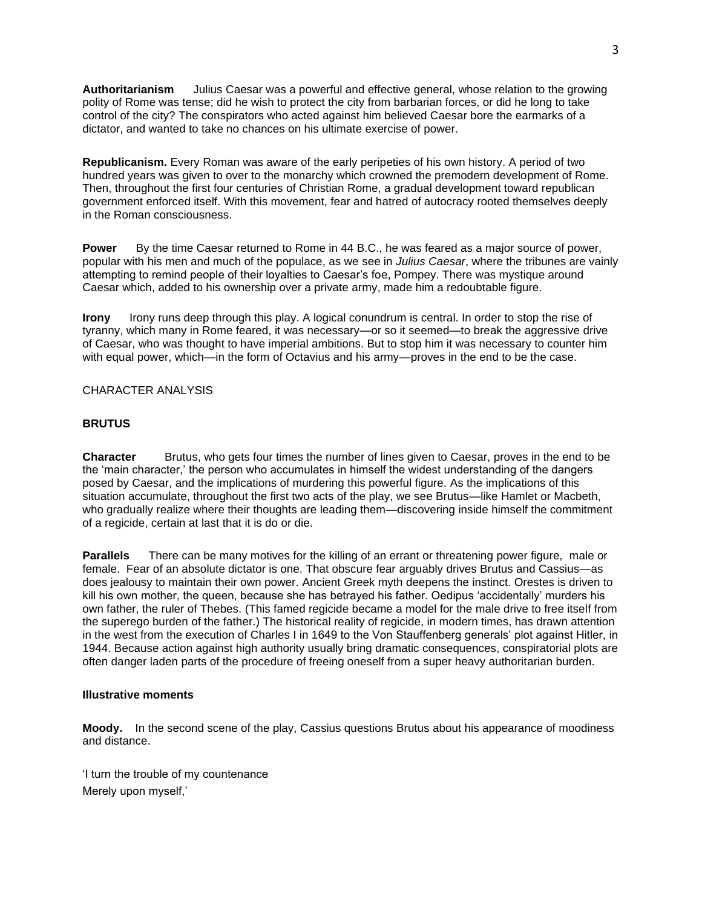**Authoritarianism** Julius Caesar was a powerful and effective general, whose relation to the growing polity of Rome was tense; did he wish to protect the city from barbarian forces, or did he long to take control of the city? The conspirators who acted against him believed Caesar bore the earmarks of a dictator, and wanted to take no chances on his ultimate exercise of power.

**Republicanism.** Every Roman was aware of the early peripeties of his own history. A period of two hundred years was given to over to the monarchy which crowned the premodern development of Rome. Then, throughout the first four centuries of Christian Rome, a gradual development toward republican government enforced itself. With this movement, fear and hatred of autocracy rooted themselves deeply in the Roman consciousness.

**Power** By the time Caesar returned to Rome in 44 B.C., he was feared as a major source of power, popular with his men and much of the populace, as we see in *Julius Caesar*, where the tribunes are vainly attempting to remind people of their loyalties to Caesar's foe, Pompey. There was mystique around Caesar which, added to his ownership over a private army, made him a redoubtable figure.

**Irony** Irony runs deep through this play. A logical conundrum is central. In order to stop the rise of tyranny, which many in Rome feared, it was necessary—or so it seemed—to break the aggressive drive of Caesar, who was thought to have imperial ambitions. But to stop him it was necessary to counter him with equal power, which—in the form of Octavius and his army—proves in the end to be the case.

CHARACTER ANALYSIS

**BRUTUS**

**Character** Brutus, who gets four times the number of lines given to Caesar, proves in the end to be the 'main character,' the person who accumulates in himself the widest understanding of the dangers posed by Caesar, and the implications of murdering this powerful figure. As the implications of this situation accumulate, throughout the first two acts of the play, we see Brutus—like Hamlet or Macbeth, who gradually realize where their thoughts are leading them—discovering inside himself the commitment of a regicide, certain at last that it is do or die.

**Parallels** There can be many motives for the killing of an errant or threatening power figure, male or female. Fear of an absolute dictator is one. That obscure fear arguably drives Brutus and Cassius—as does jealousy to maintain their own power. Ancient Greek myth deepens the instinct. Orestes is driven to kill his own mother, the queen, because she has betrayed his father. Oedipus 'accidentally' murders his own father, the ruler of Thebes. (This famed regicide became a model for the male drive to free itself from the superego burden of the father.) The historical reality of regicide, in modern times, has drawn attention in the west from the execution of Charles I in 1649 to the Von Stauffenberg generals' plot against Hitler, in 1944. Because action against high authority usually bring dramatic consequences, conspiratorial plots are often danger laden parts of the procedure of freeing oneself from a super heavy authoritarian burden.

**Illustrative moments**

**Moody.** In the second scene of the play, Cassius questions Brutus about his appearance of moodiness and distance.

'I turn the trouble of my countenance
Merely upon myself,'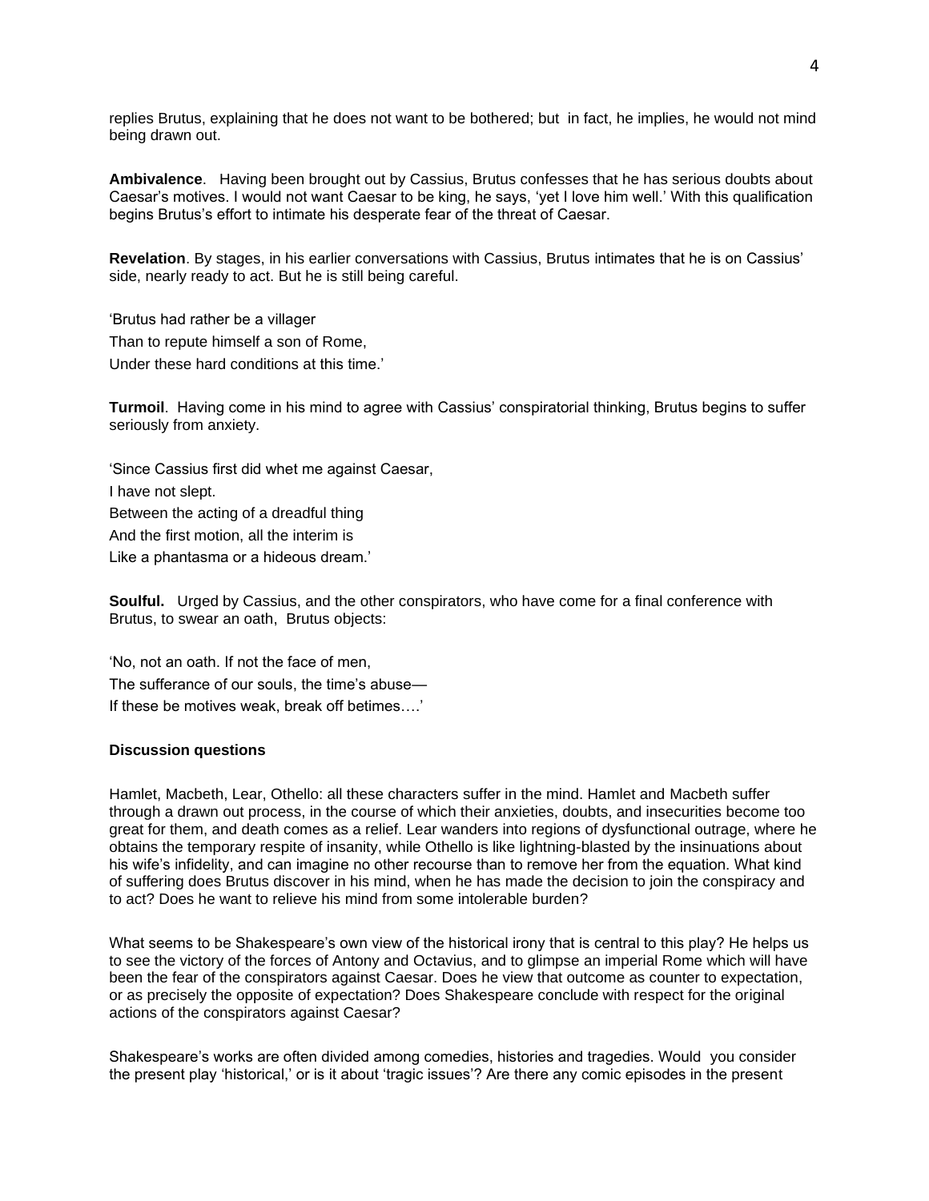replies Brutus, explaining that he does not want to be bothered; but in fact, he implies, he would not mind being drawn out.

**Ambivalence**. Having been brought out by Cassius, Brutus confesses that he has serious doubts about Caesar's motives. I would not want Caesar to be king, he says, 'yet I love him well.' With this qualification begins Brutus's effort to intimate his desperate fear of the threat of Caesar.

**Revelation**. By stages, in his earlier conversations with Cassius, Brutus intimates that he is on Cassius' side, nearly ready to act. But he is still being careful.

'Brutus had rather be a villager

Than to repute himself a son of Rome,

Under these hard conditions at this time.'

**Turmoil**. Having come in his mind to agree with Cassius' conspiratorial thinking, Brutus begins to suffer seriously from anxiety.

'Since Cassius first did whet me against Caesar,

I have not slept.

Between the acting of a dreadful thing

And the first motion, all the interim is

Like a phantasma or a hideous dream.'

**Soulful.** Urged by Cassius, and the other conspirators, who have come for a final conference with Brutus, to swear an oath, Brutus objects:

'No, not an oath. If not the face of men,

The sufferance of our souls, the time's abuse—

If these be motives weak, break off betimes….'

**Discussion questions**

Hamlet, Macbeth, Lear, Othello: all these characters suffer in the mind. Hamlet and Macbeth suffer through a drawn out process, in the course of which their anxieties, doubts, and insecurities become too great for them, and death comes as a relief. Lear wanders into regions of dysfunctional outrage, where he obtains the temporary respite of insanity, while Othello is like lightning-blasted by the insinuations about his wife's infidelity, and can imagine no other recourse than to remove her from the equation. What kind of suffering does Brutus discover in his mind, when he has made the decision to join the conspiracy and to act? Does he want to relieve his mind from some intolerable burden?

What seems to be Shakespeare's own view of the historical irony that is central to this play? He helps us to see the victory of the forces of Antony and Octavius, and to glimpse an imperial Rome which will have been the fear of the conspirators against Caesar. Does he view that outcome as counter to expectation, or as precisely the opposite of expectation? Does Shakespeare conclude with respect for the original actions of the conspirators against Caesar?

Shakespeare's works are often divided among comedies, histories and tragedies. Would you consider the present play 'historical,' or is it about 'tragic issues'? Are there any comic episodes in the present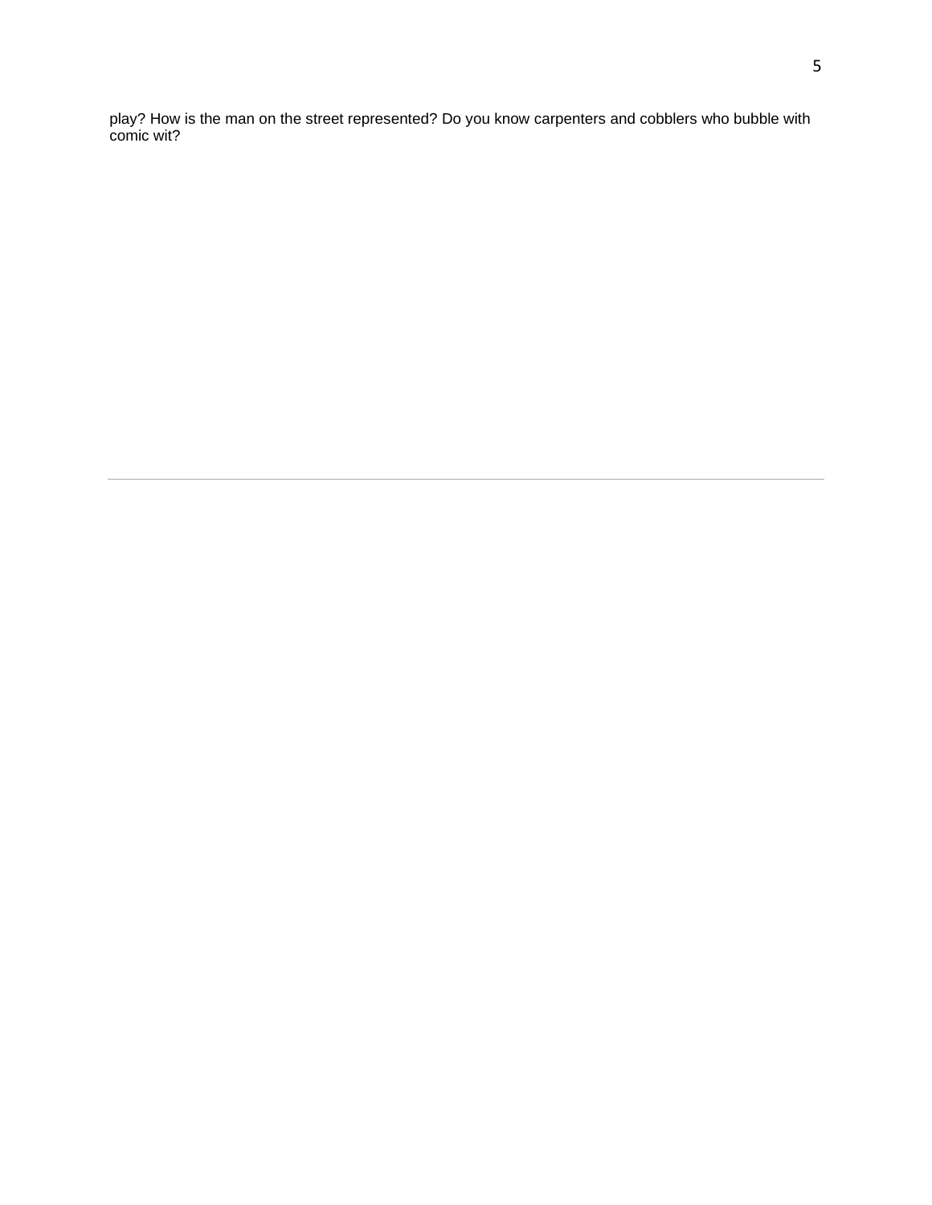play? How is the man on the street represented? Do you know carpenters and cobblers who bubble with comic wit?

---